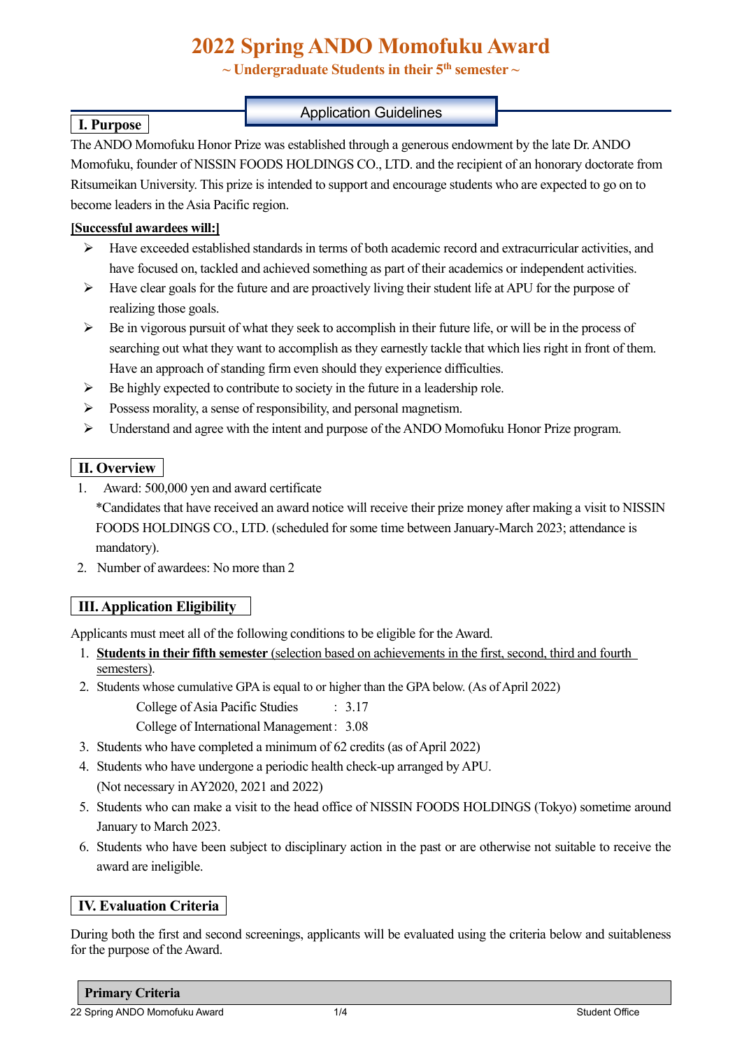# 2022 Spring ANDO Momofuku Award

**~ Undergraduate Students in their 5th semester ~**

Application Guidelines

## I. Purpose

The ANDO Momofuku Honor Prize was established through a generous endowment by the late Dr. ANDO Momofuku, founder of NISSIN FOODS HOLDINGS CO., LTD. and the recipient of an honorary doctorate from Ritsumeikan University. This prize is intended to support and encourage students who are expected to go on to become leaders in the Asia Pacific region.

**[Successful awardees will:]**

- Have exceeded established standards in terms of both academic record and extracurricular activities, and have focused on, tackled and achieved something as part of their academics or independent activities.
- Have clear goals for the future and are proactively living their student life at APU for the purpose of realizing those goals.
- Be in vigorous pursuit of what they seek to accomplish in their future life, or will be in the process of searching out what they want to accomplish as they earnestly tackle that which lies right in front of them. Have an approach of standing firm even should they experience difficulties.
- Be highly expected to contribute to society in the future in a leadership role.
- Possess morality, a sense of responsibility, and personal magnetism.
- Understand and agree with the intent and purpose of the ANDO Momofuku Honor Prize program.

## II. Overview

1. Award: 500,000 yen and award certificate
   *Candidates that have received an award notice will receive their prize money after making a visit to NISSIN FOODS HOLDINGS CO., LTD. (scheduled for some time between January-March 2023; attendance is mandatory).
2. Number of awardees: No more than 2

## III. Application Eligibility

Applicants must meet all of the following conditions to be eligible for the Award.

1. **Students in their fifth semester** (selection based on achievements in the first, second, third and fourth semesters).
2. Students whose cumulative GPA is equal to or higher than the GPA below. (As of April 2022)
   - College of Asia Pacific Studies : 3.17
   - College of International Management : 3.08
3. Students who have completed a minimum of 62 credits (as of April 2022)
4. Students who have undergone a periodic health check-up arranged by APU.
   (Not necessary in AY2020, 2021 and 2022)
5. Students who can make a visit to the head office of NISSIN FOODS HOLDINGS (Tokyo) sometime around January to March 2023.
6. Students who have been subject to disciplinary action in the past or are otherwise not suitable to receive the award are ineligible.

## IV. Evaluation Criteria

During both the first and second screenings, applicants will be evaluated using the criteria below and suitableness for the purpose of the Award.

| Primary Criteria |
|---|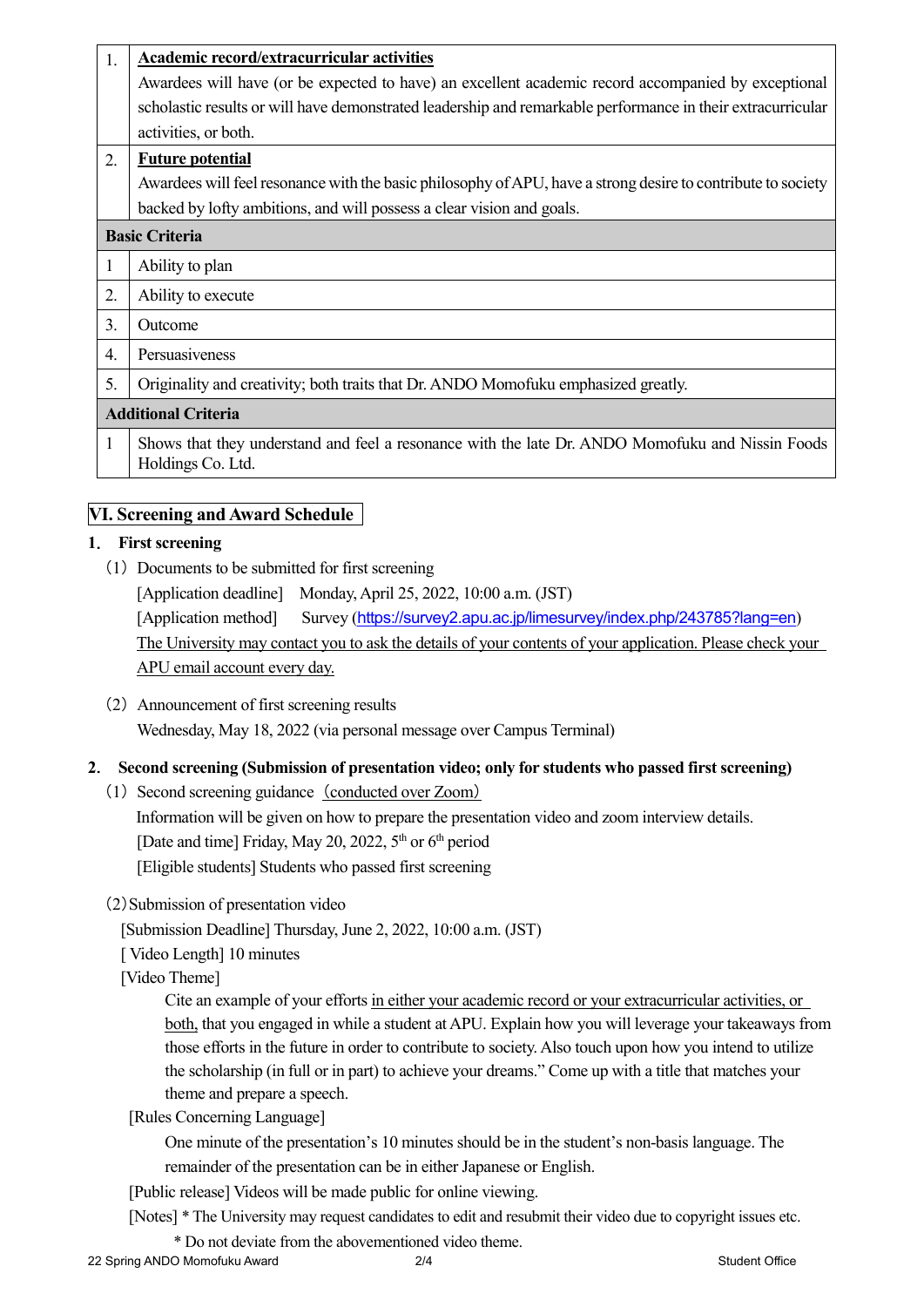| | |
|---|---|
| 1. | **Academic record/extracurricular activities**<br>Awardees will have (or be expected to have) an excellent academic record accompanied by exceptional scholastic results or will have demonstrated leadership and remarkable performance in their extracurricular activities, or both. |
| 2. | **Future potential**<br>Awardees will feel resonance with the basic philosophy of APU, have a strong desire to contribute to society backed by lofty ambitions, and will possess a clear vision and goals. |
| **Basic Criteria** | |
| 1 | Ability to plan |
| 2. | Ability to execute |
| 3. | Outcome |
| 4. | Persuasiveness |
| 5. | Originality and creativity; both traits that Dr. ANDO Momofuku emphasized greatly. |
| **Additional Criteria** | |
| 1 | Shows that they understand and feel a resonance with the late Dr. ANDO Momofuku and Nissin Foods Holdings Co. Ltd. |

## VI. Screening and Award Schedule

### 1. First screening

(1) Documents to be submitted for first screening

[Application deadline] Monday, April 25, 2022, 10:00 a.m. (JST)

[Application method] Survey (https://survey2.apu.ac.jp/limesurvey/index.php/243785?lang=en)

The University may contact you to ask the details of your contents of your application. Please check your APU email account every day.

(2) Announcement of first screening results

Wednesday, May 18, 2022 (via personal message over Campus Terminal)

### 2. Second screening (Submission of presentation video; only for students who passed first screening)

(1) Second screening guidance (conducted over Zoom)

Information will be given on how to prepare the presentation video and zoom interview details.

[Date and time] Friday, May 20, 2022, 5th or 6th period

[Eligible students] Students who passed first screening

(2) Submission of presentation video

[Submission Deadline] Thursday, June 2, 2022, 10:00 a.m. (JST)

[ Video Length] 10 minutes

[Video Theme]

Cite an example of your efforts in either your academic record or your extracurricular activities, or both, that you engaged in while a student at APU. Explain how you will leverage your takeaways from those efforts in the future in order to contribute to society. Also touch upon how you intend to utilize the scholarship (in full or in part) to achieve your dreams." Come up with a title that matches your theme and prepare a speech.

[Rules Concerning Language]

One minute of the presentation's 10 minutes should be in the student's non-basis language. The remainder of the presentation can be in either Japanese or English.

[Public release] Videos will be made public for online viewing.

[Notes] * The University may request candidates to edit and resubmit their video due to copyright issues etc.

* Do not deviate from the abovementioned video theme.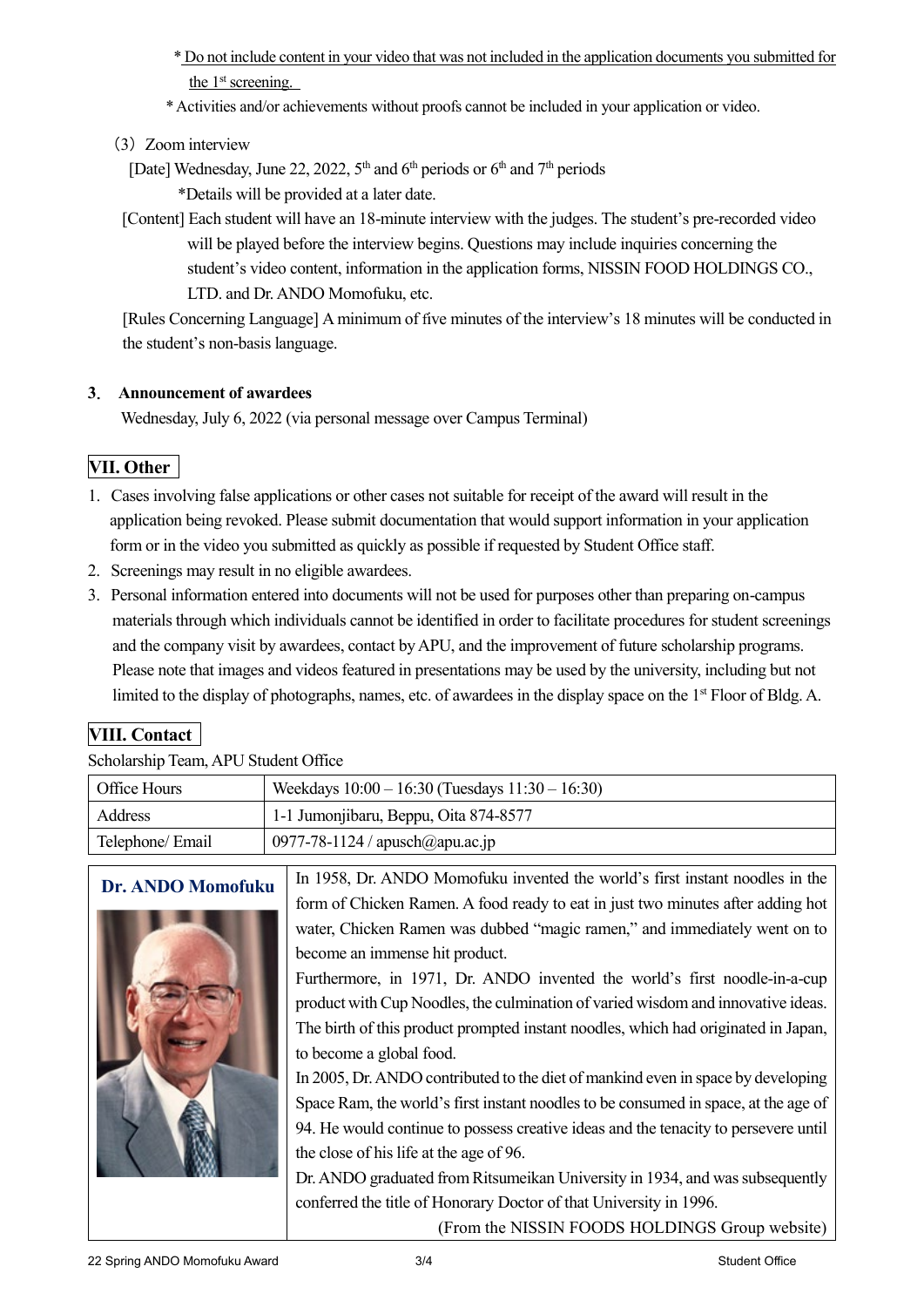* Do not include content in your video that was not included in the application documents you submitted for the 1st screening.

* Activities and/or achievements without proofs cannot be included in your application or video.

(3) Zoom interview

[Date] Wednesday, June 22, 2022, 5th and 6th periods or 6th and 7th periods

*Details will be provided at a later date.

[Content] Each student will have an 18-minute interview with the judges. The student's pre-recorded video will be played before the interview begins. Questions may include inquiries concerning the student's video content, information in the application forms, NISSIN FOOD HOLDINGS CO., LTD. and Dr. ANDO Momofuku, etc.

[Rules Concerning Language] A minimum of five minutes of the interview's 18 minutes will be conducted in the student's non-basis language.

**3. Announcement of awardees**

Wednesday, July 6, 2022 (via personal message over Campus Terminal)

## VII. Other

1. Cases involving false applications or other cases not suitable for receipt of the award will result in the application being revoked. Please submit documentation that would support information in your application form or in the video you submitted as quickly as possible if requested by Student Office staff.
2. Screenings may result in no eligible awardees.
3. Personal information entered into documents will not be used for purposes other than preparing on-campus materials through which individuals cannot be identified in order to facilitate procedures for student screenings and the company visit by awardees, contact by APU, and the improvement of future scholarship programs. Please note that images and videos featured in presentations may be used by the university, including but not limited to the display of photographs, names, etc. of awardees in the display space on the 1st Floor of Bldg. A.

## VIII. Contact

Scholarship Team, APU Student Office

| | |
|---|---|
| Office Hours | Weekdays 10:00 – 16:30 (Tuesdays 11:30 – 16:30) |
| Address | 1-1 Jumonjibaru, Beppu, Oita 874-8577 |
| Telephone/ Email | 0977-78-1124 / apusch@apu.ac.jp |

**Dr. ANDO Momofuku**

In 1958, Dr. ANDO Momofuku invented the world's first instant noodles in the form of Chicken Ramen. A food ready to eat in just two minutes after adding hot water, Chicken Ramen was dubbed "magic ramen," and immediately went on to become an immense hit product.

Furthermore, in 1971, Dr. ANDO invented the world's first noodle-in-a-cup product with Cup Noodles, the culmination of varied wisdom and innovative ideas. The birth of this product prompted instant noodles, which had originated in Japan, to become a global food.

In 2005, Dr. ANDO contributed to the diet of mankind even in space by developing Space Ram, the world's first instant noodles to be consumed in space, at the age of 94. He would continue to possess creative ideas and the tenacity to persevere until the close of his life at the age of 96.

Dr. ANDO graduated from Ritsumeikan University in 1934, and was subsequently conferred the title of Honorary Doctor of that University in 1996.

(From the NISSIN FOODS HOLDINGS Group website)